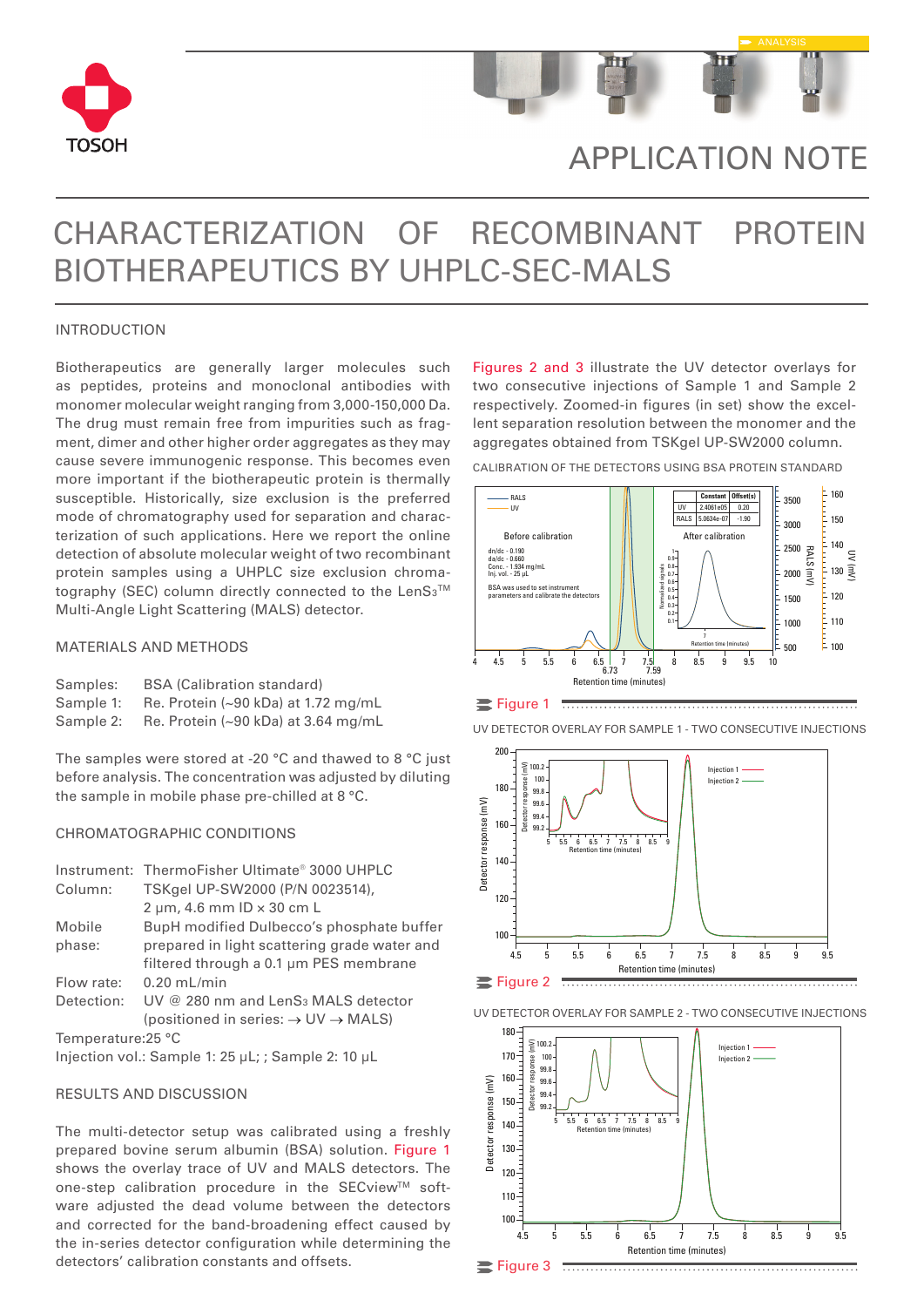TOSOH

ANALYSIS

# APPLICATION NOTE

# CHARACTERIZATION OF RECOMBINANT PROTEIN BIOTHERAPEUTICS BY UHPLC-SEC-MALS

## INTRODUCTION

Biotherapeutics are generally larger molecules such as peptides, proteins and monoclonal antibodies with monomer molecular weight ranging from 3,000-150,000 Da. The drug must remain free from impurities such as fragment, dimer and other higher order aggregates as they may cause severe immunogenic response. This becomes even more important if the biotherapeutic protein is thermally susceptible. Historically, size exclusion is the preferred mode of chromatography used for separation and characterization of such applications. Here we report the online detection of absolute molecular weight of two recombinant protein samples using a UHPLC size exclusion chromatography (SEC) column directly connected to the LenS3™ Multi-Angle Light Scattering (MALS) detector.

## MATERIALS AND METHODS

Samples: BSA (Calibration standard)
Sample 1: Re. Protein (~90 kDa) at 1.72 mg/mL
Sample 2: Re. Protein (~90 kDa) at 3.64 mg/mL

The samples were stored at -20 °C and thawed to 8 °C just before analysis. The concentration was adjusted by diluting the sample in mobile phase pre-chilled at 8 °C.

## CHROMATOGRAPHIC CONDITIONS

Instrument: ThermoFisher Ultimate® 3000 UHPLC
Column: TSKgel UP-SW2000 (P/N 0023514), 2 µm, 4.6 mm ID × 30 cm L
Mobile phase: BupH modified Dulbecco's phosphate buffer prepared in light scattering grade water and filtered through a 0.1 µm PES membrane
Flow rate: 0.20 mL/min
Detection: UV @ 280 nm and LenS3 MALS detector (positioned in series: → UV → MALS)
Temperature: 25 °C
Injection vol.: Sample 1: 25 µL; ; Sample 2: 10 µL

## RESULTS AND DISCUSSION

The multi-detector setup was calibrated using a freshly prepared bovine serum albumin (BSA) solution. Figure 1 shows the overlay trace of UV and MALS detectors. The one-step calibration procedure in the SECview™ software adjusted the dead volume between the detectors and corrected for the band-broadening effect caused by the in-series detector configuration while determining the detectors' calibration constants and offsets.

Figures 2 and 3 illustrate the UV detector overlays for two consecutive injections of Sample 1 and Sample 2 respectively. Zoomed-in figures (in set) show the excellent separation resolution between the monomer and the aggregates obtained from TSKgel UP-SW2000 column.

CALIBRATION OF THE DETECTORS USING BSA PROTEIN STANDARD

| | Constant | Offset(s) |
|---|---|---|
| UV | 2.4061e05 | 0.20 |
| RALS | 5.0634e-07 | -1.90 |

Before calibration: dn/dc - 0.190; da/dc - 0.660; Conc. - 1.934 mg/mL; Inj. vol. - 25 µL. BSA was used to set instrument parameters and calibrate the detectors. After calibration.

Figure 1

UV DETECTOR OVERLAY FOR SAMPLE 1 - TWO CONSECUTIVE INJECTIONS

Figure 2

UV DETECTOR OVERLAY FOR SAMPLE 2 - TWO CONSECUTIVE INJECTIONS

Figure 3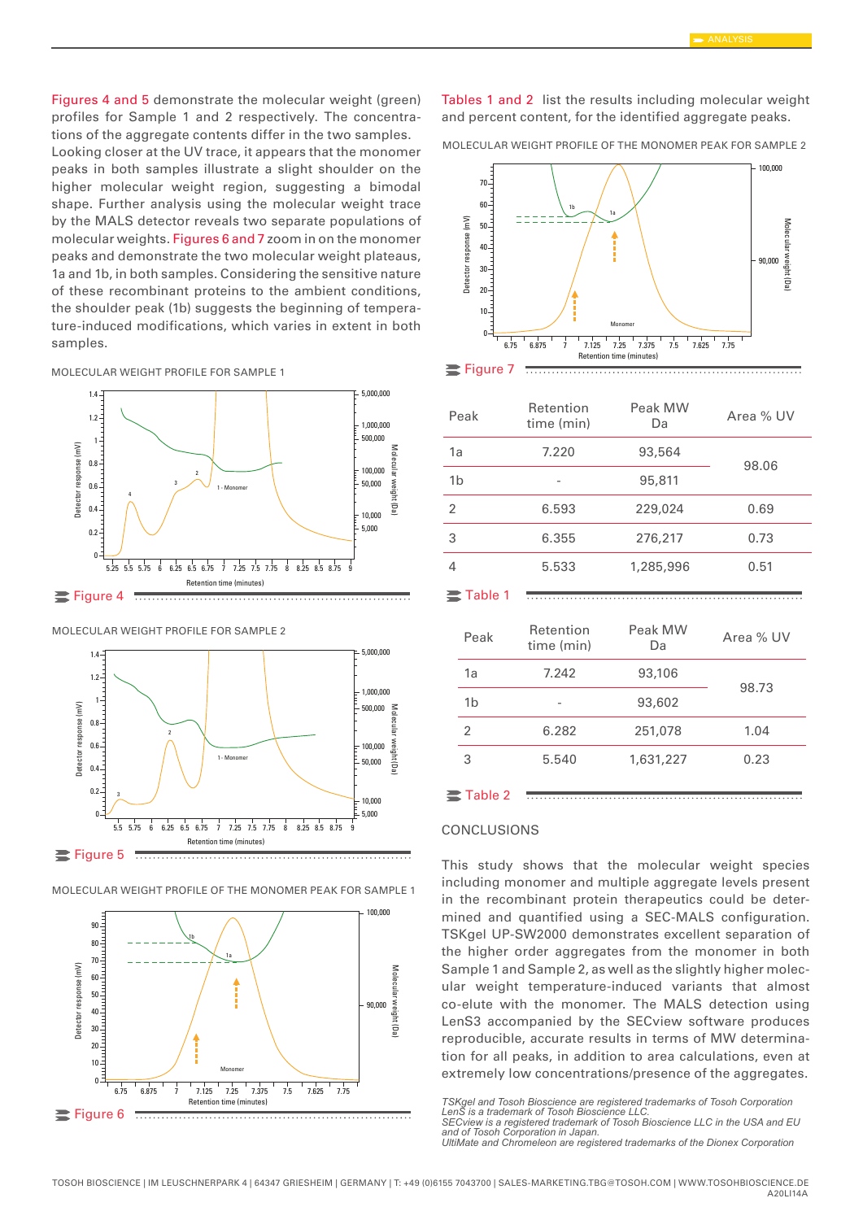Figures 4 and 5 demonstrate the molecular weight (green) profiles for Sample 1 and 2 respectively. The concentrations of the aggregate contents differ in the two samples. Looking closer at the UV trace, it appears that the monomer peaks in both samples illustrate a slight shoulder on the higher molecular weight region, suggesting a bimodal shape. Further analysis using the molecular weight trace by the MALS detector reveals two separate populations of molecular weights. Figures 6 and 7 zoom in on the monomer peaks and demonstrate the two molecular weight plateaus, 1a and 1b, in both samples. Considering the sensitive nature of these recombinant proteins to the ambient conditions, the shoulder peak (1b) suggests the beginning of temperature-induced modifications, which varies in extent in both samples.

MOLECULAR WEIGHT PROFILE FOR SAMPLE 1

Detector response (mV)
1.4
1.2
1
0.8
0.6
0.4
0.2
0
4
3
2
1 - Monomer
5.25 5.5 5.75 6 6.25 6.5 6.75 7 7.25 7.5 7.75 8 8.25 8.5 8.75 9
Retention time (minutes)
5,000,000
1,000,000
500,000
100,000
50,000
10,000
5,000
Molecular weight (Da)

Figure 4

MOLECULAR WEIGHT PROFILE FOR SAMPLE 2

Detector response (mV)
1.4
1.2
1
0.8
0.6
0.4
0.2
0
3
2
1 - Monomer
5.5 5.75 6 6.25 6.5 6.75 7 7.25 7.5 7.75 8 8.25 8.5 8.75 9
Retention time (minutes)
5,000,000
1,000,000
500,000
100,000
50,000
10,000
5,000
Molecular weight (Da)

Figure 5

MOLECULAR WEIGHT PROFILE OF THE MONOMER PEAK FOR SAMPLE 1

Detector response (mV)
90
80
70
60
50
40
30
20
10
0
1b
1a
Monomer
6.75 6.875 7 7.125 7.25 7.375 7.5 7.625 7.75
Retention time (minutes)
100,000
90,000
Molecular weight (Da)

Figure 6

Tables 1 and 2 list the results including molecular weight and percent content, for the identified aggregate peaks.

MOLECULAR WEIGHT PROFILE OF THE MONOMER PEAK FOR SAMPLE 2

Detector response (mV)
70
60
50
40
30
20
10
0
1b
1a
Monomer
6.75 6.875 7 7.125 7.25 7.375 7.5 7.625 7.75
Retention time (minutes)
100,000
90,000
Molecular weight (Da)

Figure 7

| Peak | Retention time (min) | Peak MW Da | Area % UV |
|---|---|---|---|
| 1a | 7.220 | 93,564 | 98.06 |
| 1b | - | 95,811 | |
| 2 | 6.593 | 229,024 | 0.69 |
| 3 | 6.355 | 276,217 | 0.73 |
| 4 | 5.533 | 1,285,996 | 0.51 |

Table 1

| Peak | Retention time (min) | Peak MW Da | Area % UV |
|---|---|---|---|
| 1a | 7.242 | 93,106 | 98.73 |
| 1b | - | 93,602 | |
| 2 | 6.282 | 251,078 | 1.04 |
| 3 | 5.540 | 1,631,227 | 0.23 |

Table 2

## CONCLUSIONS

This study shows that the molecular weight species including monomer and multiple aggregate levels present in the recombinant protein therapeutics could be determined and quantified using a SEC-MALS configuration. TSKgel UP-SW2000 demonstrates excellent separation of the higher order aggregates from the monomer in both Sample 1 and Sample 2, as well as the slightly higher molecular weight temperature-induced variants that almost co-elute with the monomer. The MALS detection using LenS3 accompanied by the SECview software produces reproducible, accurate results in terms of MW determination for all peaks, in addition to area calculations, even at extremely low concentrations/presence of the aggregates.

*TSKgel and Tosoh Bioscience are registered trademarks of Tosoh Corporation*
*LenS is a trademark of Tosoh Bioscience LLC.*
*SECview is a registered trademark of Tosoh Bioscience LLC in the USA and EU and of Tosoh Corporation in Japan.*
*UltiMate and Chromeleon are registered trademarks of the Dionex Corporation*

TOSOH BIOSCIENCE | IM LEUSCHNERPARK 4 | 64347 GRIESHEIM | GERMANY | T: +49 (0)6155 7043700 | SALES-MARKETING.TBG@TOSOH.COM | WWW.TOSOHBIOSCIENCE.DE
A20LI14A